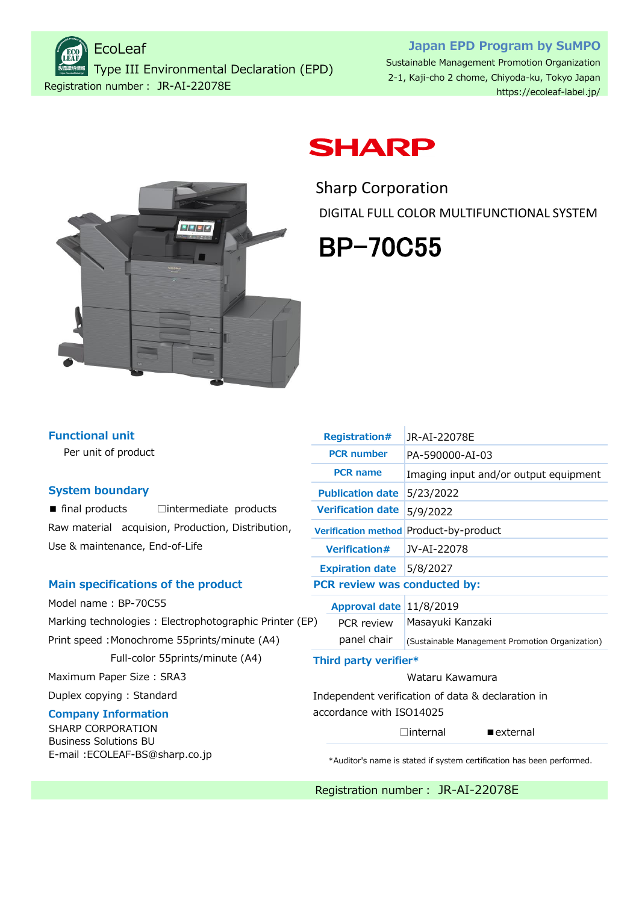EcoLeaf

Type III Environmental Declaration (EPD)

Registration number : JR-AI-22078E

**Japan EPD Program by SuMPO**

Sustainable Management Promotion Organization

2-1, Kaji-cho 2 chome, Chiyoda-ku, Tokyo Japan

https://ecoleaf-label.jp/

SHARP

# Sharp Corporation

DIGITAL FULL COLOR MULTIFUNCTIONAL SYSTEM

# BP−70C55

## Functional unit

Per unit of product

## System boundary

■ final products □intermediate products

Raw material acquision, Production, Distribution, Use & maintenance, End-of-Life

## Main specifications of the product

Model name : BP-70C55

Marking technologies : Electrophotographic Printer (EP)

Print speed : Monochrome 55prints/minute (A4)

Full-color 55prints/minute (A4)

Maximum Paper Size : SRA3

Duplex copying : Standard

## Company Information

SHARP CORPORATION

Business Solutions BU

E-mail :ECOLEAF-BS@sharp.co.jp

| | |
|---|---|
| **Registration#** | JR-AI-22078E |
| **PCR number** | PA-590000-AI-03 |
| **PCR name** | Imaging input and/or output equipment |
| **Publication date** | 5/23/2022 |
| **Verification date** | 5/9/2022 |
| **Verification method** | Product-by-product |
| **Verification#** | JV-AI-22078 |
| **Expiration date** | 5/8/2027 |

**PCR review was conducted by:**

| | |
|---|---|
| **Approval date** | 11/8/2019 |
| PCR review panel chair | Masayuki Kanzaki (Sustainable Management Promotion Organization) |

**Third party verifier***

Wataru Kawamura

Independent verification of data & declaration in accordance with ISO14025

□internal ■external

*Auditor's name is stated if system certification has been performed.

Registration number : JR-AI-22078E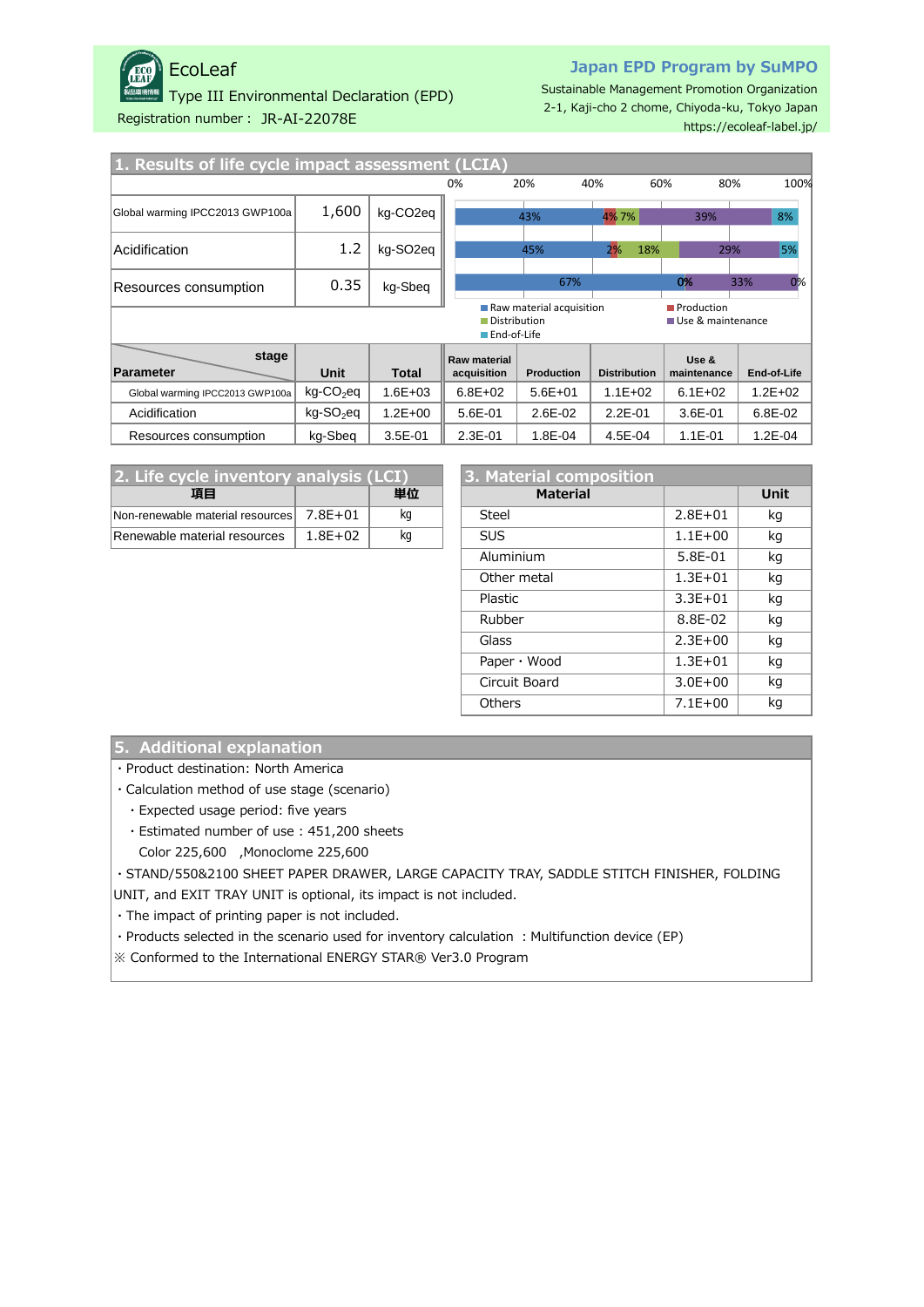EcoLeaf

Type III Environmental Declaration (EPD)

Registration number： JR-AI-22078E

**Japan EPD Program by SuMPO**

Sustainable Management Promotion Organization
2-1, Kaji-cho 2 chome, Chiyoda-ku, Tokyo Japan
https://ecoleaf-label.jp/

## 1. Results of life cycle impact assessment (LCIA)

| | | | Raw material acquisition | Production | Distribution | Use & maintenance | End-of-Life |
|---|---|---|---|---|---|---|---|
| Global warming IPCC2013 GWP100a | 1,600 | kg-CO2eq | 43% | 4% | 7% | 39% | 8% |
| Acidification | 1.2 | kg-SO2eq | 45% | 2% | 18% | 29% | 5% |
| Resources consumption | 0.35 | kg-Sbeq | 67% | 0% | 0% | 33% | 0% |

■Raw material acquisition ■Production ■Distribution ■Use & maintenance ■End-of-Life

| Parameter \ stage | Unit | Total | Raw material acquisition | Production | Distribution | Use & maintenance | End-of-Life |
|---|---|---|---|---|---|---|---|
| Global warming IPCC2013 GWP100a | kg-$CO_2$eq | 1.6E+03 | 6.8E+02 | 5.6E+01 | 1.1E+02 | 6.1E+02 | 1.2E+02 |
| Acidification | kg-$SO_2$eq | 1.2E+00 | 5.6E-01 | 2.6E-02 | 2.2E-01 | 3.6E-01 | 6.8E-02 |
| Resources consumption | kg-Sbeq | 3.5E-01 | 2.3E-01 | 1.8E-04 | 4.5E-04 | 1.1E-01 | 1.2E-04 |

## 2. Life cycle inventory analysis (LCI)

| 項目 | | 単位 |
|---|---|---|
| Non-renewable material resources | 7.8E+01 | kg |
| Renewable material resources | 1.8E+02 | kg |

## 3. Material composition

| Material | | Unit |
|---|---|---|
| Steel | 2.8E+01 | kg |
| SUS | 1.1E+00 | kg |
| Aluminium | 5.8E-01 | kg |
| Other metal | 1.3E+01 | kg |
| Plastic | 3.3E+01 | kg |
| Rubber | 8.8E-02 | kg |
| Glass | 2.3E+00 | kg |
| Paper・Wood | 1.3E+01 | kg |
| Circuit Board | 3.0E+00 | kg |
| Others | 7.1E+00 | kg |

## 5. Additional explanation

・Product destination: North America

・Calculation method of use stage (scenario)

　・Expected usage period: five years

　・Estimated number of use：451,200 sheets

　　Color 225,600　,Monoclome 225,600

・STAND/550&2100 SHEET PAPER DRAWER, LARGE CAPACITY TRAY, SADDLE STITCH FINISHER, FOLDING UNIT, and EXIT TRAY UNIT is optional, its impact is not included.

・The impact of printing paper is not included.

・Products selected in the scenario used for inventory calculation ：Multifunction device (EP)

※ Conformed to the International ENERGY STAR® Ver3.0 Program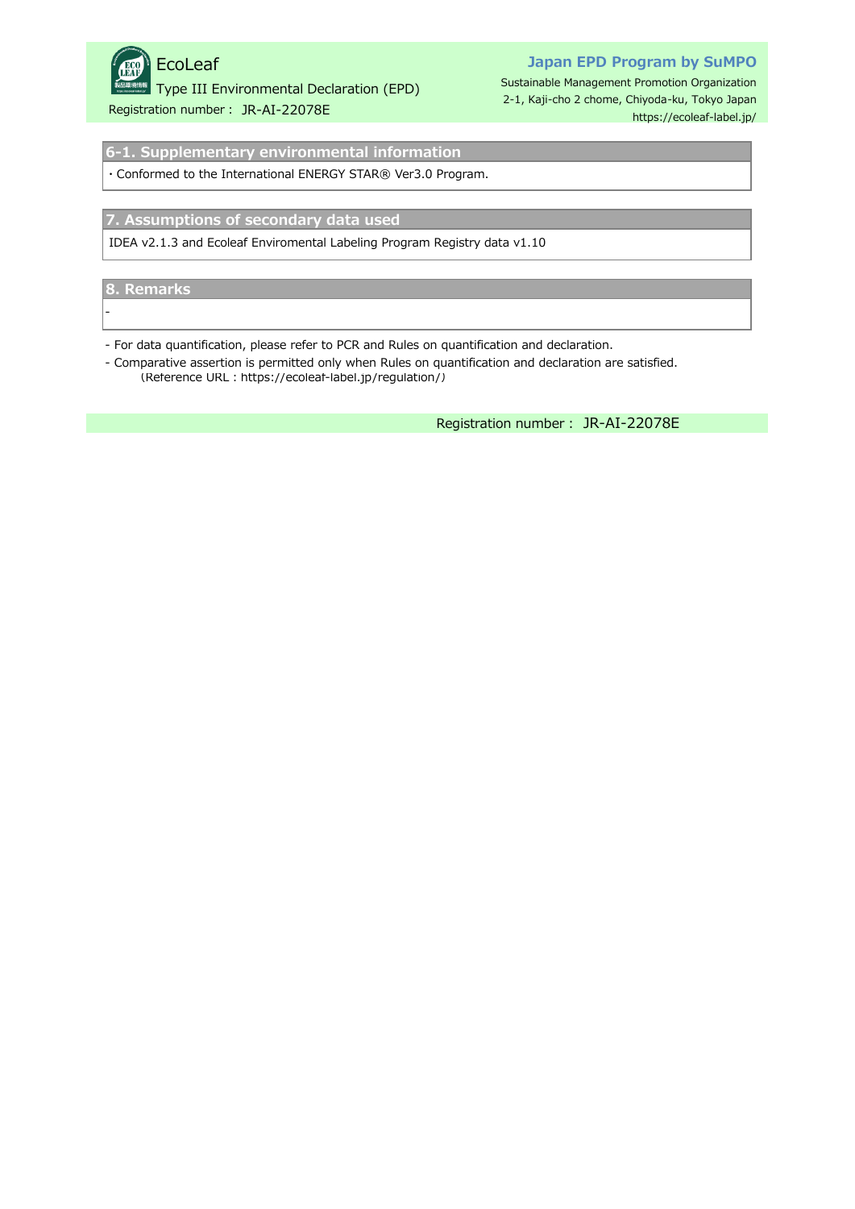## 6-1. Supplementary environmental information

・Conformed to the International ENERGY STAR® Ver3.0 Program.

## 7. Assumptions of secondary data used

IDEA v2.1.3 and Ecoleaf Enviromental Labeling Program Registry data v1.10

## 8. Remarks

-

- For data quantification, please refer to PCR and Rules on quantification and declaration.
- Comparative assertion is permitted only when Rules on quantification and declaration are satisfied.
  （Reference URL : https://ecoleaf-label.jp/regulation/）